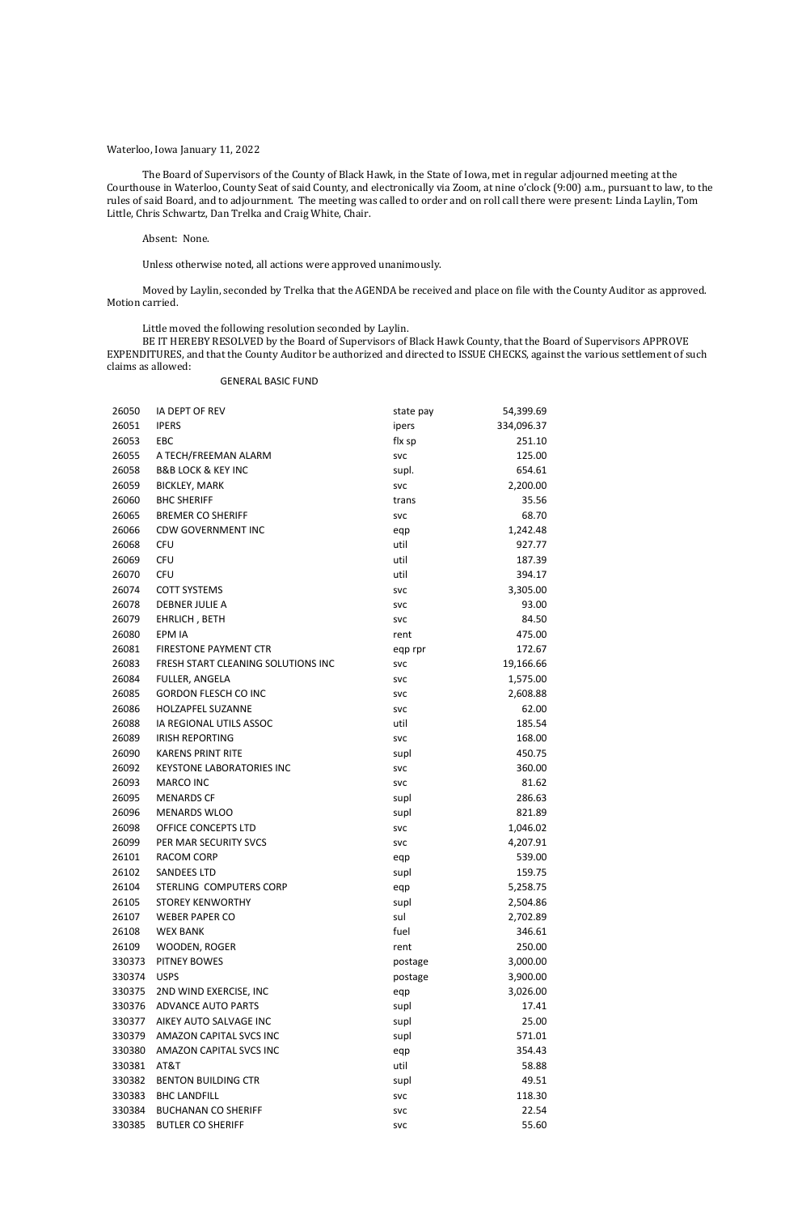Waterloo, Iowa January 11, 2022

The Board of Supervisors of the County of Black Hawk, in the State of Iowa, met in regular adjourned meeting at the Courthouse in Waterloo, County Seat of said County, and electronically via Zoom, at nine o'clock (9:00) a.m., pursuant to law, to the rules of said Board, and to adjournment. The meeting was called to order and on roll call there were present: Linda Laylin, Tom Little, Chris Schwartz, Dan Trelka and Craig White, Chair.

Absent: None.

Unless otherwise noted, all actions were approved unanimously.

Moved by Laylin, seconded by Trelka that the AGENDA be received and place on file with the County Auditor as approved. Motion carried.

Little moved the following resolution seconded by Laylin.

BE IT HEREBY RESOLVED by the Board of Supervisors of Black Hawk County, that the Board of Supervisors APPROVE EXPENDITURES, and that the County Auditor be authorized and directed to ISSUE CHECKS, against the various settlement of such claims as allowed:

GENERAL BASIC FUND

| | | | |
|---|---|---|---|
| 26050 | IA DEPT OF REV | state pay | 54,399.69 |
| 26051 | IPERS | ipers | 334,096.37 |
| 26053 | EBC | flx sp | 251.10 |
| 26055 | A TECH/FREEMAN ALARM | svc | 125.00 |
| 26058 | B&B LOCK & KEY INC | supl. | 654.61 |
| 26059 | BICKLEY, MARK | svc | 2,200.00 |
| 26060 | BHC SHERIFF | trans | 35.56 |
| 26065 | BREMER CO SHERIFF | svc | 68.70 |
| 26066 | CDW GOVERNMENT INC | eqp | 1,242.48 |
| 26068 | CFU | util | 927.77 |
| 26069 | CFU | util | 187.39 |
| 26070 | CFU | util | 394.17 |
| 26074 | COTT SYSTEMS | svc | 3,305.00 |
| 26078 | DEBNER JULIE A | svc | 93.00 |
| 26079 | EHRLICH , BETH | svc | 84.50 |
| 26080 | EPM IA | rent | 475.00 |
| 26081 | FIRESTONE PAYMENT CTR | eqp rpr | 172.67 |
| 26083 | FRESH START CLEANING SOLUTIONS INC | svc | 19,166.66 |
| 26084 | FULLER, ANGELA | svc | 1,575.00 |
| 26085 | GORDON FLESCH CO INC | svc | 2,608.88 |
| 26086 | HOLZAPFEL SUZANNE | svc | 62.00 |
| 26088 | IA REGIONAL UTILS ASSOC | util | 185.54 |
| 26089 | IRISH REPORTING | svc | 168.00 |
| 26090 | KARENS PRINT RITE | supl | 450.75 |
| 26092 | KEYSTONE LABORATORIES INC | svc | 360.00 |
| 26093 | MARCO INC | svc | 81.62 |
| 26095 | MENARDS CF | supl | 286.63 |
| 26096 | MENARDS WLOO | supl | 821.89 |
| 26098 | OFFICE CONCEPTS LTD | svc | 1,046.02 |
| 26099 | PER MAR SECURITY SVCS | svc | 4,207.91 |
| 26101 | RACOM CORP | eqp | 539.00 |
| 26102 | SANDEES LTD | supl | 159.75 |
| 26104 | STERLING COMPUTERS CORP | eqp | 5,258.75 |
| 26105 | STOREY KENWORTHY | supl | 2,504.86 |
| 26107 | WEBER PAPER CO | sul | 2,702.89 |
| 26108 | WEX BANK | fuel | 346.61 |
| 26109 | WOODEN, ROGER | rent | 250.00 |
| 330373 | PITNEY BOWES | postage | 3,000.00 |
| 330374 | USPS | postage | 3,900.00 |
| 330375 | 2ND WIND EXERCISE, INC | eqp | 3,026.00 |
| 330376 | ADVANCE AUTO PARTS | supl | 17.41 |
| 330377 | AIKEY AUTO SALVAGE INC | supl | 25.00 |
| 330379 | AMAZON CAPITAL SVCS INC | supl | 571.01 |
| 330380 | AMAZON CAPITAL SVCS INC | eqp | 354.43 |
| 330381 | AT&T | util | 58.88 |
| 330382 | BENTON BUILDING CTR | supl | 49.51 |
| 330383 | BHC LANDFILL | svc | 118.30 |
| 330384 | BUCHANAN CO SHERIFF | svc | 22.54 |
| 330385 | BUTLER CO SHERIFF | svc | 55.60 |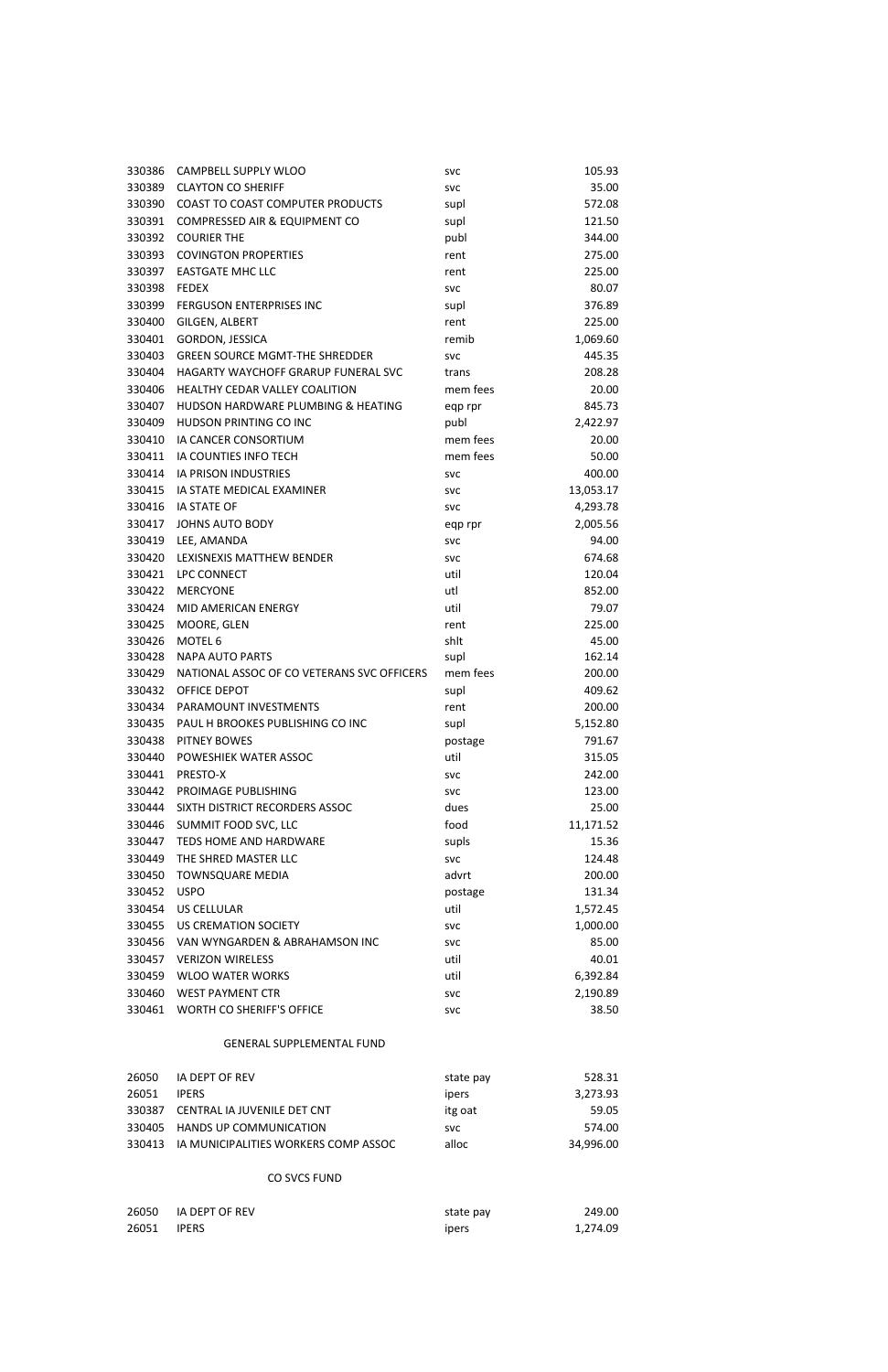| | | | |
|---|---|---|---|
| 330386 | CAMPBELL SUPPLY WLOO | svc | 105.93 |
| 330389 | CLAYTON CO SHERIFF | svc | 35.00 |
| 330390 | COAST TO COAST COMPUTER PRODUCTS | supl | 572.08 |
| 330391 | COMPRESSED AIR & EQUIPMENT CO | supl | 121.50 |
| 330392 | COURIER THE | publ | 344.00 |
| 330393 | COVINGTON PROPERTIES | rent | 275.00 |
| 330397 | EASTGATE MHC LLC | rent | 225.00 |
| 330398 | FEDEX | svc | 80.07 |
| 330399 | FERGUSON ENTERPRISES INC | supl | 376.89 |
| 330400 | GILGEN, ALBERT | rent | 225.00 |
| 330401 | GORDON, JESSICA | remib | 1,069.60 |
| 330403 | GREEN SOURCE MGMT-THE SHREDDER | svc | 445.35 |
| 330404 | HAGARTY WAYCHOFF GRARUP FUNERAL SVC | trans | 208.28 |
| 330406 | HEALTHY CEDAR VALLEY COALITION | mem fees | 20.00 |
| 330407 | HUDSON HARDWARE PLUMBING & HEATING | eqp rpr | 845.73 |
| 330409 | HUDSON PRINTING CO INC | publ | 2,422.97 |
| 330410 | IA CANCER CONSORTIUM | mem fees | 20.00 |
| 330411 | IA COUNTIES INFO TECH | mem fees | 50.00 |
| 330414 | IA PRISON INDUSTRIES | svc | 400.00 |
| 330415 | IA STATE MEDICAL EXAMINER | svc | 13,053.17 |
| 330416 | IA STATE OF | svc | 4,293.78 |
| 330417 | JOHNS AUTO BODY | eqp rpr | 2,005.56 |
| 330419 | LEE, AMANDA | svc | 94.00 |
| 330420 | LEXISNEXIS MATTHEW BENDER | svc | 674.68 |
| 330421 | LPC CONNECT | util | 120.04 |
| 330422 | MERCYONE | utl | 852.00 |
| 330424 | MID AMERICAN ENERGY | util | 79.07 |
| 330425 | MOORE, GLEN | rent | 225.00 |
| 330426 | MOTEL 6 | shlt | 45.00 |
| 330428 | NAPA AUTO PARTS | supl | 162.14 |
| 330429 | NATIONAL ASSOC OF CO VETERANS SVC OFFICERS | mem fees | 200.00 |
| 330432 | OFFICE DEPOT | supl | 409.62 |
| 330434 | PARAMOUNT INVESTMENTS | rent | 200.00 |
| 330435 | PAUL H BROOKES PUBLISHING CO INC | supl | 5,152.80 |
| 330438 | PITNEY BOWES | postage | 791.67 |
| 330440 | POWESHIEK WATER ASSOC | util | 315.05 |
| 330441 | PRESTO-X | svc | 242.00 |
| 330442 | PROIMAGE PUBLISHING | svc | 123.00 |
| 330444 | SIXTH DISTRICT RECORDERS ASSOC | dues | 25.00 |
| 330446 | SUMMIT FOOD SVC, LLC | food | 11,171.52 |
| 330447 | TEDS HOME AND HARDWARE | supls | 15.36 |
| 330449 | THE SHRED MASTER LLC | svc | 124.48 |
| 330450 | TOWNSQUARE MEDIA | advrt | 200.00 |
| 330452 | USPO | postage | 131.34 |
| 330454 | US CELLULAR | util | 1,572.45 |
| 330455 | US CREMATION SOCIETY | svc | 1,000.00 |
| 330456 | VAN WYNGARDEN & ABRAHAMSON INC | svc | 85.00 |
| 330457 | VERIZON WIRELESS | util | 40.01 |
| 330459 | WLOO WATER WORKS | util | 6,392.84 |
| 330460 | WEST PAYMENT CTR | svc | 2,190.89 |
| 330461 | WORTH CO SHERIFF'S OFFICE | svc | 38.50 |

GENERAL SUPPLEMENTAL FUND

| | | | |
|---|---|---|---|
| 26050 | IA DEPT OF REV | state pay | 528.31 |
| 26051 | IPERS | ipers | 3,273.93 |
| 330387 | CENTRAL IA JUVENILE DET CNT | itg oat | 59.05 |
| 330405 | HANDS UP COMMUNICATION | svc | 574.00 |
| 330413 | IA MUNICIPALITIES WORKERS COMP ASSOC | alloc | 34,996.00 |

CO SVCS FUND

| | | | |
|---|---|---|---|
| 26050 | IA DEPT OF REV | state pay | 249.00 |
| 26051 | IPERS | ipers | 1,274.09 |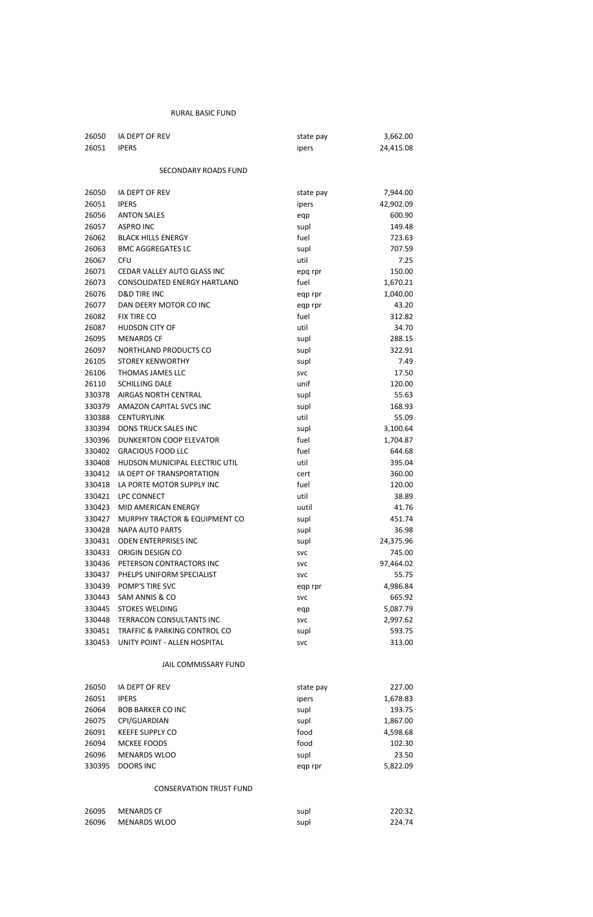RURAL BASIC FUND

| | | | |
|---|---|---|---|
| 26050 | IA DEPT OF REV | state pay | 3,662.00 |
| 26051 | IPERS | ipers | 24,415.08 |

SECONDARY ROADS FUND

| | | | |
|---|---|---|---|
| 26050 | IA DEPT OF REV | state pay | 7,944.00 |
| 26051 | IPERS | ipers | 42,902.09 |
| 26056 | ANTON SALES | eqp | 600.90 |
| 26057 | ASPRO INC | supl | 149.48 |
| 26062 | BLACK HILLS ENERGY | fuel | 723.63 |
| 26063 | BMC AGGREGATES LC | supl | 707.59 |
| 26067 | CFU | util | 7.25 |
| 26071 | CEDAR VALLEY AUTO GLASS INC | epq rpr | 150.00 |
| 26073 | CONSOLIDATED ENERGY HARTLAND | fuel | 1,670.21 |
| 26076 | D&D TIRE INC | eqp rpr | 1,040.00 |
| 26077 | DAN DEERY MOTOR CO INC | eqp rpr | 43.20 |
| 26082 | FIX TIRE CO | fuel | 312.82 |
| 26087 | HUDSON CITY OF | util | 34.70 |
| 26095 | MENARDS CF | supl | 288.15 |
| 26097 | NORTHLAND PRODUCTS CO | supl | 322.91 |
| 26105 | STOREY KENWORTHY | supl | 7.49 |
| 26106 | THOMAS JAMES LLC | svc | 17.50 |
| 26110 | SCHILLING DALE | unif | 120.00 |
| 330378 | AIRGAS NORTH CENTRAL | supl | 55.63 |
| 330379 | AMAZON CAPITAL SVCS INC | supl | 168.93 |
| 330388 | CENTURYLINK | util | 55.09 |
| 330394 | DONS TRUCK SALES INC | supl | 3,100.64 |
| 330396 | DUNKERTON COOP ELEVATOR | fuel | 1,704.87 |
| 330402 | GRACIOUS FOOD LLC | fuel | 644.68 |
| 330408 | HUDSON MUNICIPAL ELECTRIC UTIL | util | 395.04 |
| 330412 | IA DEPT OF TRANSPORTATION | cert | 360.00 |
| 330418 | LA PORTE MOTOR SUPPLY INC | fuel | 120.00 |
| 330421 | LPC CONNECT | util | 38.89 |
| 330423 | MID AMERICAN ENERGY | uutil | 41.76 |
| 330427 | MURPHY TRACTOR & EQUIPMENT CO | supl | 451.74 |
| 330428 | NAPA AUTO PARTS | supl | 36.98 |
| 330431 | ODEN ENTERPRISES INC | supl | 24,375.96 |
| 330433 | ORIGIN DESIGN CO | svc | 745.00 |
| 330436 | PETERSON CONTRACTORS INC | svc | 97,464.02 |
| 330437 | PHELPS UNIFORM SPECIALIST | svc | 55.75 |
| 330439 | POMP'S TIRE SVC | eqp rpr | 4,986.84 |
| 330443 | SAM ANNIS & CO | svc | 665.92 |
| 330445 | STOKES WELDING | eqp | 5,087.79 |
| 330448 | TERRACON CONSULTANTS INC | svc | 2,997.62 |
| 330451 | TRAFFIC & PARKING CONTROL CO | supl | 593.75 |
| 330453 | UNITY POINT - ALLEN HOSPITAL | svc | 313.00 |

JAIL COMMISSARY FUND

| | | | |
|---|---|---|---|
| 26050 | IA DEPT OF REV | state pay | 227.00 |
| 26051 | IPERS | ipers | 1,678.83 |
| 26064 | BOB BARKER CO INC | supl | 193.75 |
| 26075 | CPI/GUARDIAN | supl | 1,867.00 |
| 26091 | KEEFE SUPPLY CO | food | 4,598.68 |
| 26094 | MCKEE FOODS | food | 102.30 |
| 26096 | MENARDS WLOO | supl | 23.50 |
| 330395 | DOORS INC | eqp rpr | 5,822.09 |

CONSERVATION TRUST FUND

| | | | |
|---|---|---|---|
| 26095 | MENARDS CF | supl | 220.32 |
| 26096 | MENARDS WLOO | supl | 224.74 |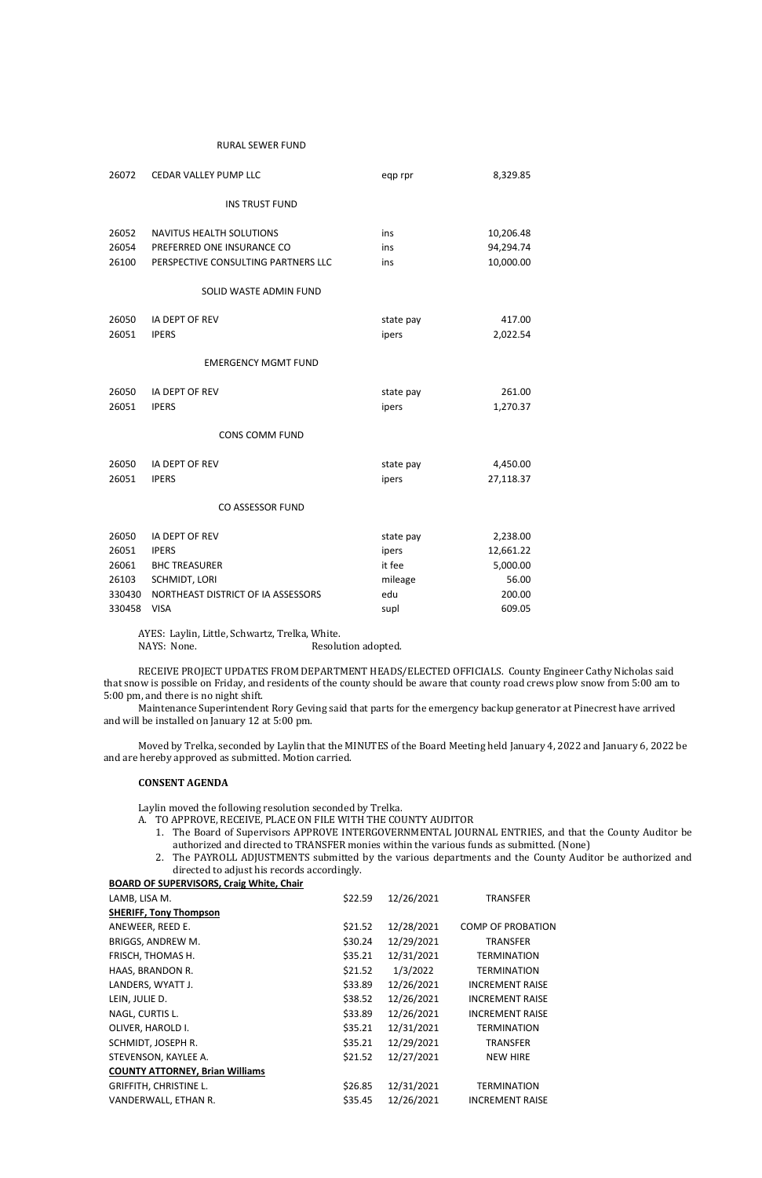RURAL SEWER FUND

| | | | |
|---|---|---|---|
| 26072 | CEDAR VALLEY PUMP LLC | eqp rpr | 8,329.85 |

INS TRUST FUND

| | | | |
|---|---|---|---|
| 26052 | NAVITUS HEALTH SOLUTIONS | ins | 10,206.48 |
| 26054 | PREFERRED ONE INSURANCE CO | ins | 94,294.74 |
| 26100 | PERSPECTIVE CONSULTING PARTNERS LLC | ins | 10,000.00 |

SOLID WASTE ADMIN FUND

| | | | |
|---|---|---|---|
| 26050 | IA DEPT OF REV | state pay | 417.00 |
| 26051 | IPERS | ipers | 2,022.54 |

EMERGENCY MGMT FUND

| | | | |
|---|---|---|---|
| 26050 | IA DEPT OF REV | state pay | 261.00 |
| 26051 | IPERS | ipers | 1,270.37 |

CONS COMM FUND

| | | | |
|---|---|---|---|
| 26050 | IA DEPT OF REV | state pay | 4,450.00 |
| 26051 | IPERS | ipers | 27,118.37 |

CO ASSESSOR FUND

| | | | |
|---|---|---|---|
| 26050 | IA DEPT OF REV | state pay | 2,238.00 |
| 26051 | IPERS | ipers | 12,661.22 |
| 26061 | BHC TREASURER | it fee | 5,000.00 |
| 26103 | SCHMIDT, LORI | mileage | 56.00 |
| 330430 | NORTHEAST DISTRICT OF IA ASSESSORS | edu | 200.00 |
| 330458 | VISA | supl | 609.05 |

AYES: Laylin, Little, Schwartz, Trelka, White.
NAYS: None. Resolution adopted.

RECEIVE PROJECT UPDATES FROM DEPARTMENT HEADS/ELECTED OFFICIALS. County Engineer Cathy Nicholas said that snow is possible on Friday, and residents of the county should be aware that county road crews plow snow from 5:00 am to 5:00 pm, and there is no night shift.

Maintenance Superintendent Rory Geving said that parts for the emergency backup generator at Pinecrest have arrived and will be installed on January 12 at 5:00 pm.

Moved by Trelka, seconded by Laylin that the MINUTES of the Board Meeting held January 4, 2022 and January 6, 2022 be and are hereby approved as submitted. Motion carried.

**CONSENT AGENDA**

Laylin moved the following resolution seconded by Trelka.

A. TO APPROVE, RECEIVE, PLACE ON FILE WITH THE COUNTY AUDITOR
   1. The Board of Supervisors APPROVE INTERGOVERNMENTAL JOURNAL ENTRIES, and that the County Auditor be authorized and directed to TRANSFER monies within the various funds as submitted. (None)
   2. The PAYROLL ADJUSTMENTS submitted by the various departments and the County Auditor be authorized and directed to adjust his records accordingly.

| | | | |
|---|---|---|---|
| **BOARD OF SUPERVISORS, Craig White, Chair** | | | |
| LAMB, LISA M. | $22.59 | 12/26/2021 | TRANSFER |
| **SHERIFF, Tony Thompson** | | | |
| ANEWEER, REED E. | $21.52 | 12/28/2021 | COMP OF PROBATION |
| BRIGGS, ANDREW M. | $30.24 | 12/29/2021 | TRANSFER |
| FRISCH, THOMAS H. | $35.21 | 12/31/2021 | TERMINATION |
| HAAS, BRANDON R. | $21.52 | 1/3/2022 | TERMINATION |
| LANDERS, WYATT J. | $33.89 | 12/26/2021 | INCREMENT RAISE |
| LEIN, JULIE D. | $38.52 | 12/26/2021 | INCREMENT RAISE |
| NAGL, CURTIS L. | $33.89 | 12/26/2021 | INCREMENT RAISE |
| OLIVER, HAROLD I. | $35.21 | 12/31/2021 | TERMINATION |
| SCHMIDT, JOSEPH R. | $35.21 | 12/29/2021 | TRANSFER |
| STEVENSON, KAYLEE A. | $21.52 | 12/27/2021 | NEW HIRE |
| **COUNTY ATTORNEY, Brian Williams** | | | |
| GRIFFITH, CHRISTINE L. | $26.85 | 12/31/2021 | TERMINATION |
| VANDERWALL, ETHAN R. | $35.45 | 12/26/2021 | INCREMENT RAISE |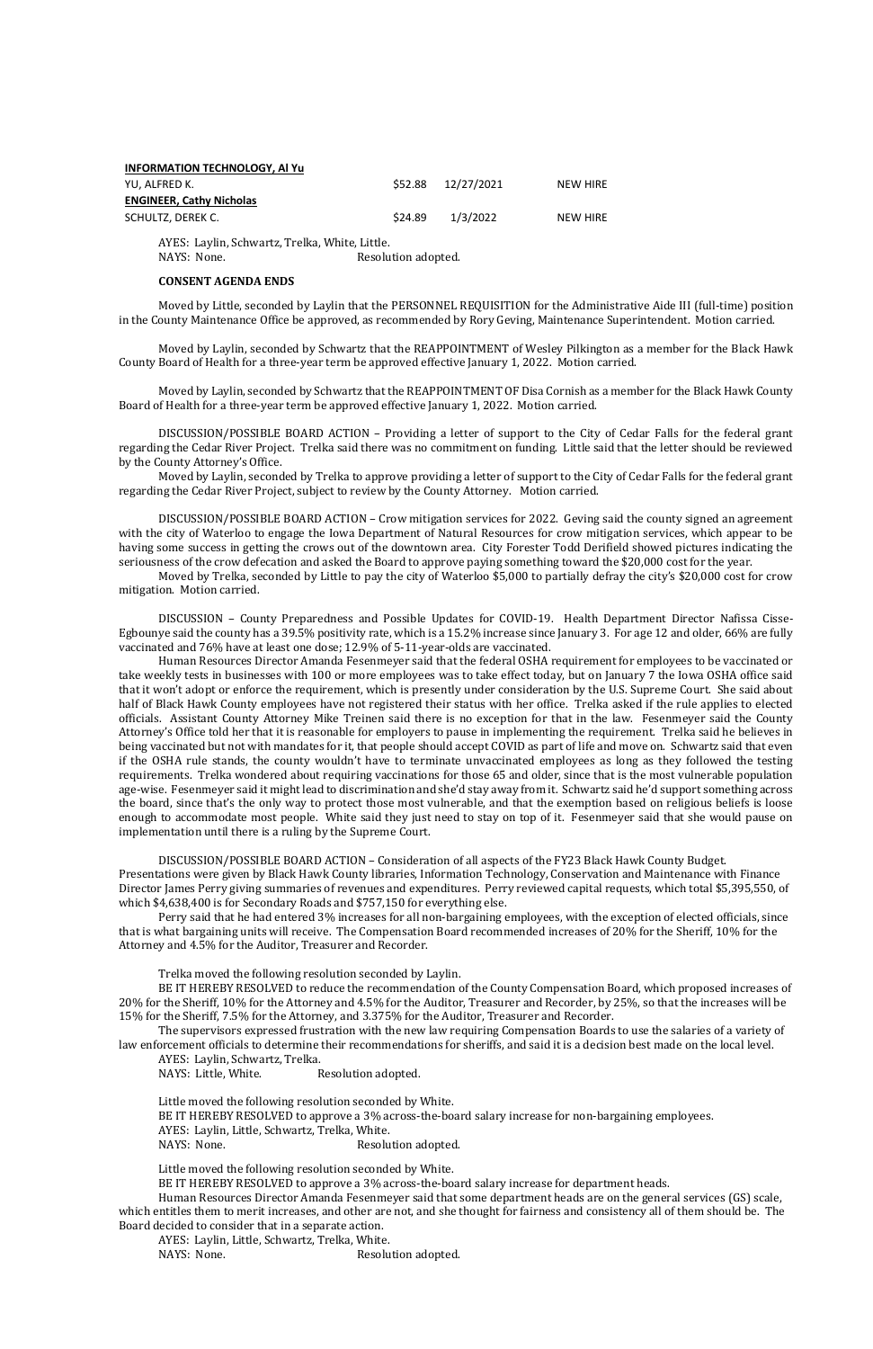| | | | |
|---|---|---|---|
| **INFORMATION TECHNOLOGY, Al Yu** | | | |
| YU, ALFRED K. | $52.88 | 12/27/2021 | NEW HIRE |
| **ENGINEER, Cathy Nicholas** | | | |
| SCHULTZ, DEREK C. | $24.89 | 1/3/2022 | NEW HIRE |

AYES: Laylin, Schwartz, Trelka, White, Little.
NAYS: None. Resolution adopted.

**CONSENT AGENDA ENDS**

Moved by Little, seconded by Laylin that the PERSONNEL REQUISITION for the Administrative Aide III (full-time) position in the County Maintenance Office be approved, as recommended by Rory Geving, Maintenance Superintendent. Motion carried.

Moved by Laylin, seconded by Schwartz that the REAPPOINTMENT of Wesley Pilkington as a member for the Black Hawk County Board of Health for a three-year term be approved effective January 1, 2022. Motion carried.

Moved by Laylin, seconded by Schwartz that the REAPPOINTMENT OF Disa Cornish as a member for the Black Hawk County Board of Health for a three-year term be approved effective January 1, 2022. Motion carried.

DISCUSSION/POSSIBLE BOARD ACTION – Providing a letter of support to the City of Cedar Falls for the federal grant regarding the Cedar River Project. Trelka said there was no commitment on funding. Little said that the letter should be reviewed by the County Attorney's Office.

Moved by Laylin, seconded by Trelka to approve providing a letter of support to the City of Cedar Falls for the federal grant regarding the Cedar River Project, subject to review by the County Attorney. Motion carried.

DISCUSSION/POSSIBLE BOARD ACTION – Crow mitigation services for 2022. Geving said the county signed an agreement with the city of Waterloo to engage the Iowa Department of Natural Resources for crow mitigation services, which appear to be having some success in getting the crows out of the downtown area. City Forester Todd Derifield showed pictures indicating the seriousness of the crow defecation and asked the Board to approve paying something toward the $20,000 cost for the year.

Moved by Trelka, seconded by Little to pay the city of Waterloo $5,000 to partially defray the city's $20,000 cost for crow mitigation. Motion carried.

DISCUSSION – County Preparedness and Possible Updates for COVID-19. Health Department Director Nafissa Cisse-Egbounye said the county has a 39.5% positivity rate, which is a 15.2% increase since January 3. For age 12 and older, 66% are fully vaccinated and 76% have at least one dose; 12.9% of 5-11-year-olds are vaccinated.

Human Resources Director Amanda Fesenmeyer said that the federal OSHA requirement for employees to be vaccinated or take weekly tests in businesses with 100 or more employees was to take effect today, but on January 7 the Iowa OSHA office said that it won't adopt or enforce the requirement, which is presently under consideration by the U.S. Supreme Court. She said about half of Black Hawk County employees have not registered their status with her office. Trelka asked if the rule applies to elected officials. Assistant County Attorney Mike Treinen said there is no exception for that in the law. Fesenmeyer said the County Attorney's Office told her that it is reasonable for employers to pause in implementing the requirement. Trelka said he believes in being vaccinated but not with mandates for it, that people should accept COVID as part of life and move on. Schwartz said that even if the OSHA rule stands, the county wouldn't have to terminate unvaccinated employees as long as they followed the testing requirements. Trelka wondered about requiring vaccinations for those 65 and older, since that is the most vulnerable population age-wise. Fesenmeyer said it might lead to discrimination and she'd stay away from it. Schwartz said he'd support something across the board, since that's the only way to protect those most vulnerable, and that the exemption based on religious beliefs is loose enough to accommodate most people. White said they just need to stay on top of it. Fesenmeyer said that she would pause on implementation until there is a ruling by the Supreme Court.

DISCUSSION/POSSIBLE BOARD ACTION – Consideration of all aspects of the FY23 Black Hawk County Budget. Presentations were given by Black Hawk County libraries, Information Technology, Conservation and Maintenance with Finance Director James Perry giving summaries of revenues and expenditures. Perry reviewed capital requests, which total $5,395,550, of which $4,638,400 is for Secondary Roads and $757,150 for everything else.

Perry said that he had entered 3% increases for all non-bargaining employees, with the exception of elected officials, since that is what bargaining units will receive. The Compensation Board recommended increases of 20% for the Sheriff, 10% for the Attorney and 4.5% for the Auditor, Treasurer and Recorder.

Trelka moved the following resolution seconded by Laylin.

BE IT HEREBY RESOLVED to reduce the recommendation of the County Compensation Board, which proposed increases of 20% for the Sheriff, 10% for the Attorney and 4.5% for the Auditor, Treasurer and Recorder, by 25%, so that the increases will be 15% for the Sheriff, 7.5% for the Attorney, and 3.375% for the Auditor, Treasurer and Recorder.

The supervisors expressed frustration with the new law requiring Compensation Boards to use the salaries of a variety of law enforcement officials to determine their recommendations for sheriffs, and said it is a decision best made on the local level.

AYES: Laylin, Schwartz, Trelka.
NAYS: Little, White. Resolution adopted.

Little moved the following resolution seconded by White.
BE IT HEREBY RESOLVED to approve a 3% across-the-board salary increase for non-bargaining employees.
AYES: Laylin, Little, Schwartz, Trelka, White.
NAYS: None. Resolution adopted.

Little moved the following resolution seconded by White.
BE IT HEREBY RESOLVED to approve a 3% across-the-board salary increase for department heads.

Human Resources Director Amanda Fesenmeyer said that some department heads are on the general services (GS) scale, which entitles them to merit increases, and other are not, and she thought for fairness and consistency all of them should be. The Board decided to consider that in a separate action.

AYES: Laylin, Little, Schwartz, Trelka, White.
NAYS: None. Resolution adopted.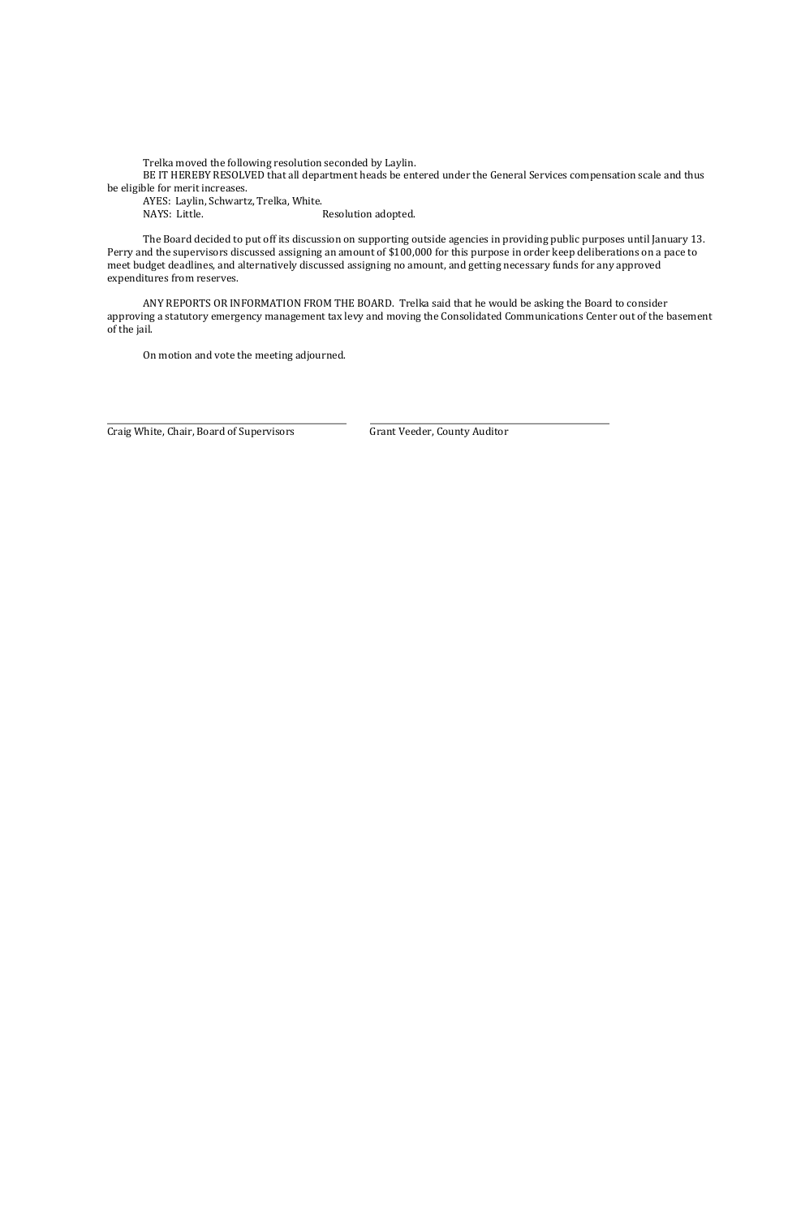Trelka moved the following resolution seconded by Laylin.

BE IT HEREBY RESOLVED that all department heads be entered under the General Services compensation scale and thus be eligible for merit increases.

AYES: Laylin, Schwartz, Trelka, White.
NAYS: Little. Resolution adopted.

The Board decided to put off its discussion on supporting outside agencies in providing public purposes until January 13. Perry and the supervisors discussed assigning an amount of $100,000 for this purpose in order keep deliberations on a pace to meet budget deadlines, and alternatively discussed assigning no amount, and getting necessary funds for any approved expenditures from reserves.

ANY REPORTS OR INFORMATION FROM THE BOARD. Trelka said that he would be asking the Board to consider approving a statutory emergency management tax levy and moving the Consolidated Communications Center out of the basement of the jail.

On motion and vote the meeting adjourned.

Craig White, Chair, Board of Supervisors

Grant Veeder, County Auditor